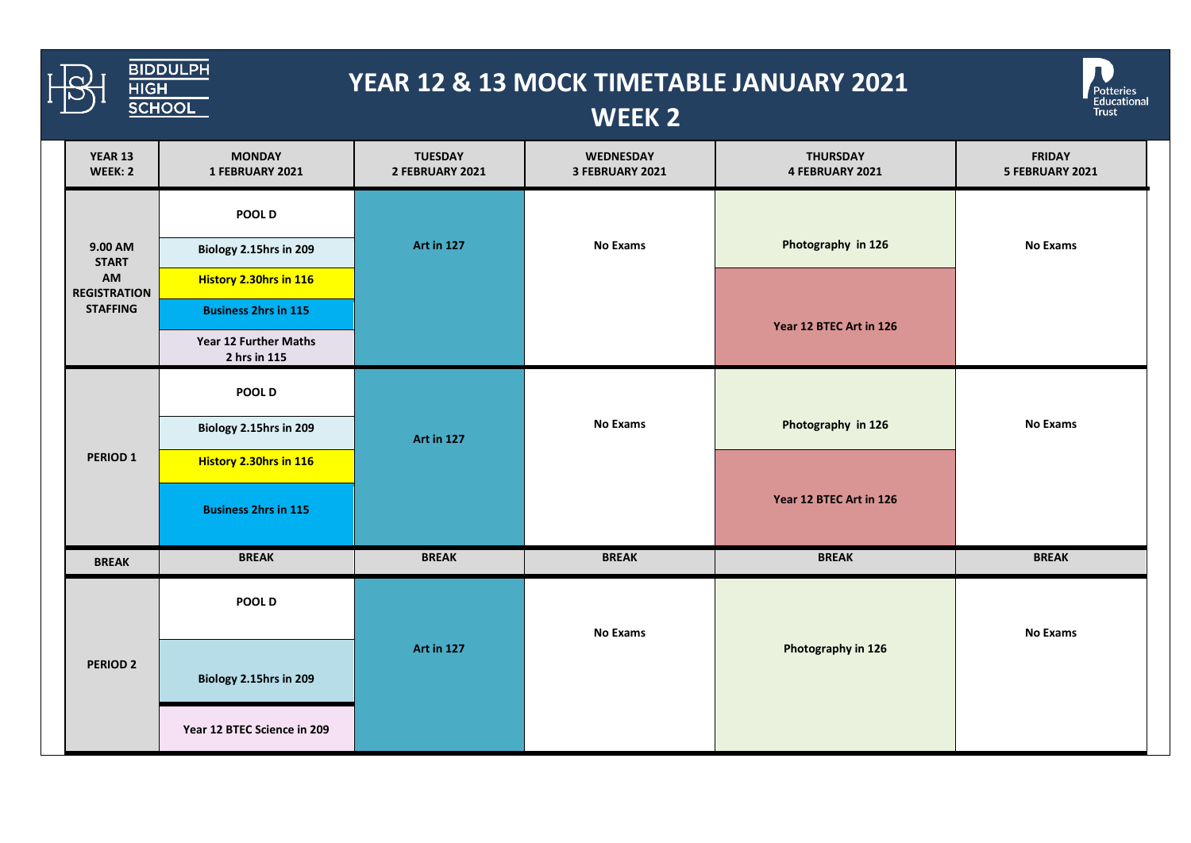# YEAR 12 & 13 MOCK TIMETABLE JANUARY 2021

## WEEK 2

| YEAR 13 WEEK: 2 | MONDAY 1 FEBRUARY 2021 | TUESDAY 2 FEBRUARY 2021 | WEDNESDAY 3 FEBRUARY 2021 | THURSDAY 4 FEBRUARY 2021 | FRIDAY 5 FEBRUARY 2021 |
|---|---|---|---|---|---|
| 9.00 AM START AM REGISTRATION STAFFING | POOL D<br>Biology 2.15hrs in 209<br>History 2.30hrs in 116<br>Business 2hrs in 115<br>Year 12 Further Maths 2 hrs in 115 | Art in 127 | No Exams | Photography in 126<br>Year 12 BTEC Art in 126 | No Exams |
| PERIOD 1 | POOL D<br>Biology 2.15hrs in 209<br>History 2.30hrs in 116<br>Business 2hrs in 115 | Art in 127 | No Exams | Photography in 126<br>Year 12 BTEC Art in 126 | No Exams |
| BREAK | BREAK | BREAK | BREAK | BREAK | BREAK |
| PERIOD 2 | POOL D<br>Biology 2.15hrs in 209<br>Year 12 BTEC Science in 209 | Art in 127 | No Exams | Photography in 126 | No Exams |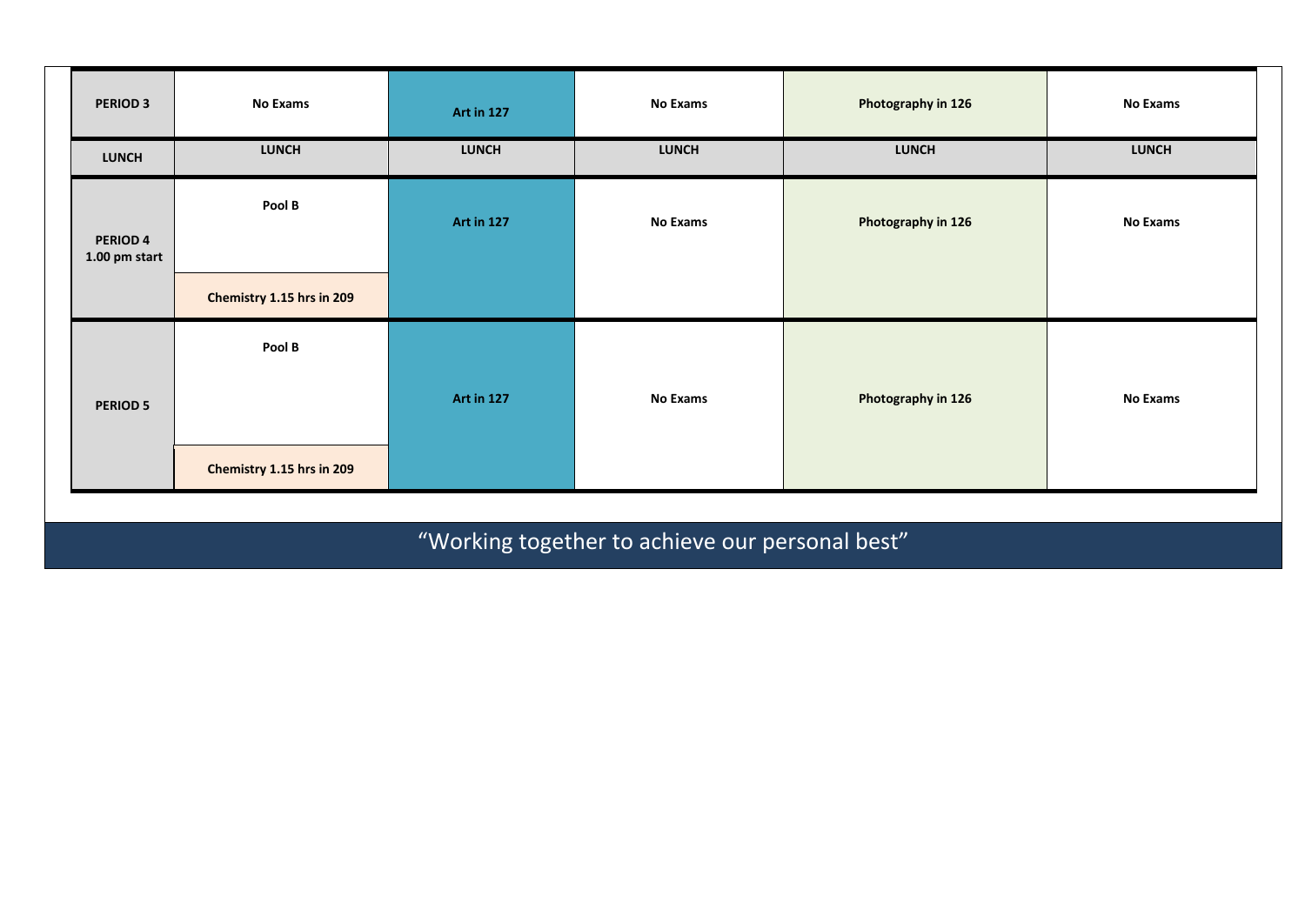| | | | | | |
|---|---|---|---|---|---|
| **PERIOD 3** | **No Exams** | **Art in 127** | **No Exams** | **Photography in 126** | **No Exams** |
| **LUNCH** | **LUNCH** | **LUNCH** | **LUNCH** | **LUNCH** | **LUNCH** |
| **PERIOD 4 1.00 pm start** | **Pool B** <br> **Chemistry 1.15 hrs in 209** | **Art in 127** | **No Exams** | **Photography in 126** | **No Exams** |
| **PERIOD 5** | **Pool B** <br> **Chemistry 1.15 hrs in 209** | **Art in 127** | **No Exams** | **Photography in 126** | **No Exams** |

"Working together to achieve our personal best"